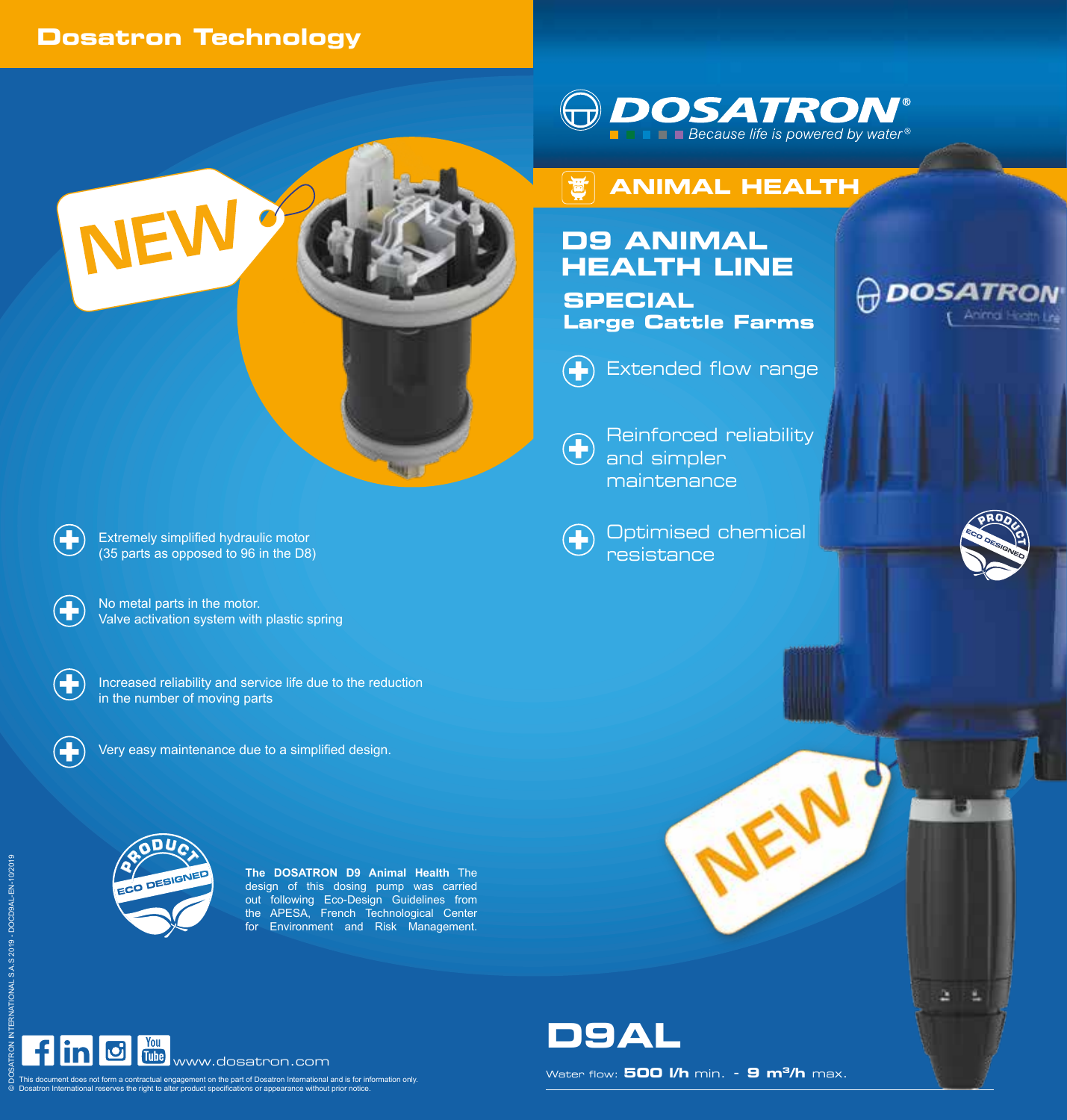# Dosatron Technology

- Extremely simplified hydraulic motor (35 parts as opposed to 96 in the D8)
- No metal parts in the motor. Valve activation system with plastic spring
- Increased reliability and service life due to the reduction in the number of moving parts
- Very easy maintenance due to a simplified design.

**The DOSATRON D9 Animal Health** The design of this dosing pump was carried out following Eco-Design Guidelines from the APESA, French Technological Center for Environment and Risk Management.

www.dosatron.com

This document does not form a contractual engagement on the part of Dosatron International and is for information only.
© Dosatron International reserves the right to alter product specifications or appearance without prior notice.

DOSATRON INTERNATIONAL S.A.S 2019 - DOCD9AL-EN-10/2019

**DOSATRON®** *Because life is powered by water®*

## ANIMAL HEALTH

# D9 ANIMAL HEALTH LINE

## SPECIAL Large Cattle Farms

- Extended flow range
- Reinforced reliability and simpler maintenance
- Optimised chemical resistance

# D9AL

Water flow: **500 l/h** min. - **9 m³/h** max.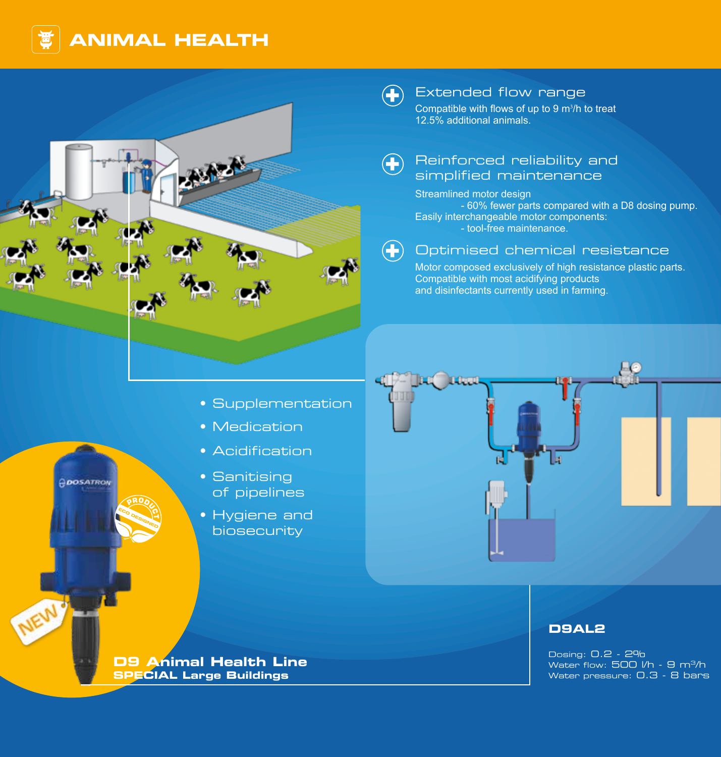# ANIMAL HEALTH

## Extended flow range

Compatible with flows of up to 9 m³/h to treat 12.5% additional animals.

## Reinforced reliability and simplified maintenance

Streamlined motor design
- 60% fewer parts compared with a D8 dosing pump.

Easily interchangeable motor components:
- tool-free maintenance.

## Optimised chemical resistance

Motor composed exclusively of high resistance plastic parts.
Compatible with most acidifying products and disinfectants currently used in farming.

- Supplementation
- Medication
- Acidification
- Sanitising of pipelines
- Hygiene and biosecurity

NEW

**D9 Animal Health Line**
**SPECIAL Large Buildings**

## D9AL2

Dosing: 0.2 - 2%
Water flow: 500 l/h - 9 m³/h
Water pressure: 0.3 - 8 bars